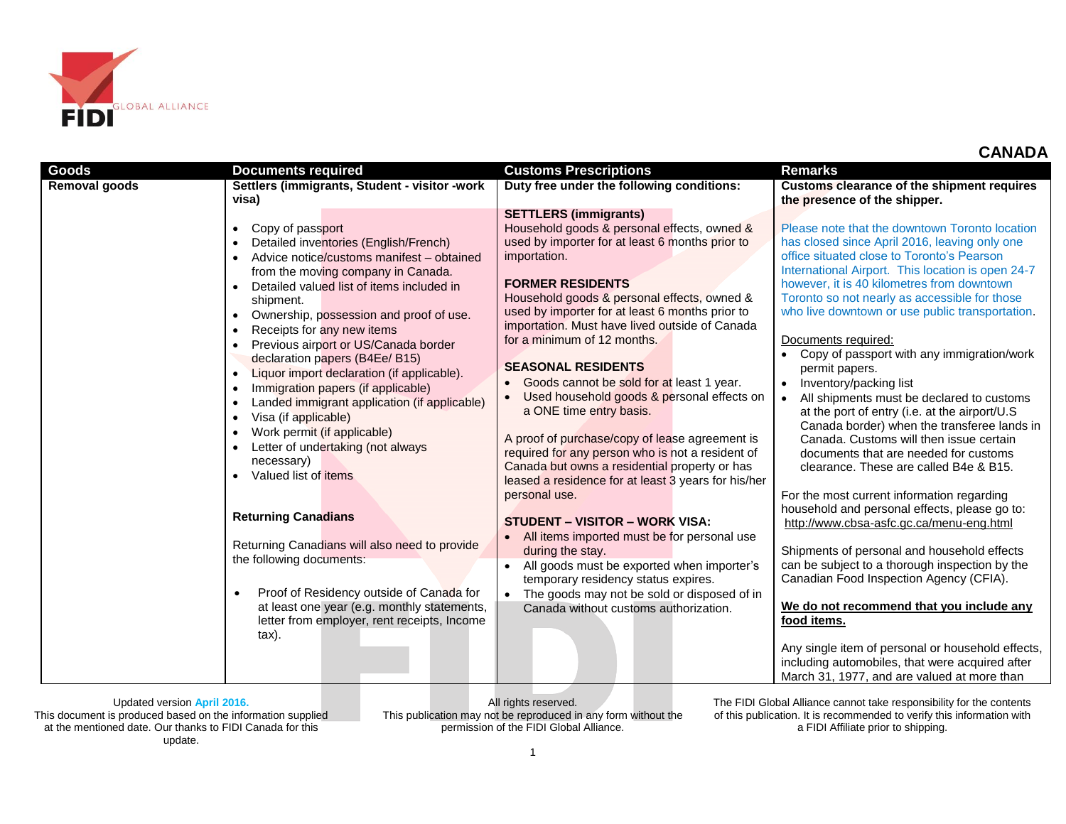## CANADA

| Goods | Documents required | Customs Prescriptions | Remarks |
|---|---|---|---|
| **Removal goods** | **Settlers (immigrants, Student - visitor -work visa)**<br><br>• Copy of passport<br>• Detailed inventories (English/French)<br>• Advice notice/customs manifest – obtained from the moving company in Canada.<br>• Detailed valued list of items included in shipment.<br>• Ownership, possession and proof of use.<br>• Receipts for any new items<br>• Previous airport or US/Canada border declaration papers (B4Ee/ B15)<br>• Liquor import declaration (if applicable).<br>• Immigration papers (if applicable)<br>• Landed immigrant application (if applicable)<br>• Visa (if applicable)<br>• Work permit (if applicable)<br>• Letter of undertaking (not always necessary)<br>• Valued list of items<br><br>**Returning Canadians**<br><br>Returning Canadians will also need to provide the following documents:<br><br>• Proof of Residency outside of Canada for at least one year (e.g. monthly statements, letter from employer, rent receipts, Income tax). | **Duty free under the following conditions:**<br><br>**SETTLERS (immigrants)**<br>Household goods & personal effects, owned & used by importer for at least 6 months prior to importation.<br><br>**FORMER RESIDENTS**<br>Household goods & personal effects, owned & used by importer for at least 6 months prior to importation. Must have lived outside of Canada for a minimum of 12 months.<br><br>**SEASONAL RESIDENTS**<br>• Goods cannot be sold for at least 1 year.<br>• Used household goods & personal effects on a ONE time entry basis.<br><br>A proof of purchase/copy of lease agreement is required for any person who is not a resident of Canada but owns a residential property or has leased a residence for at least 3 years for his/her personal use.<br><br>**STUDENT – VISITOR – WORK VISA:**<br>• All items imported must be for personal use during the stay.<br>• All goods must be exported when importer's temporary residency status expires.<br>• The goods may not be sold or disposed of in Canada without customs authorization. | **Customs clearance of the shipment requires the presence of the shipper.**<br><br>Please note that the downtown Toronto location has closed since April 2016, leaving only one office situated close to Toronto's Pearson International Airport. This location is open 24-7 however, it is 40 kilometres from downtown Toronto so not nearly as accessible for those who live downtown or use public transportation.<br><br>Documents required:<br>• Copy of passport with any immigration/work permit papers.<br>• Inventory/packing list<br>• All shipments must be declared to customs at the port of entry (i.e. at the airport/U.S Canada border) when the transferee lands in Canada. Customs will then issue certain documents that are needed for customs clearance. These are called B4e & B15.<br><br>For the most current information regarding household and personal effects, please go to: http://www.cbsa-asfc.gc.ca/menu-eng.html<br><br>Shipments of personal and household effects can be subject to a thorough inspection by the Canadian Food Inspection Agency (CFIA).<br><br>**We do not recommend that you include any food items.**<br><br>Any single item of personal or household effects, including automobiles, that were acquired after March 31, 1977, and are valued at more than |

Updated version April 2016.
This document is produced based on the information supplied at the mentioned date. Our thanks to FIDI Canada for this update.

All rights reserved.
This publication may not be reproduced in any form without the permission of the FIDI Global Alliance.

The FIDI Global Alliance cannot take responsibility for the contents of this publication. It is recommended to verify this information with a FIDI Affiliate prior to shipping.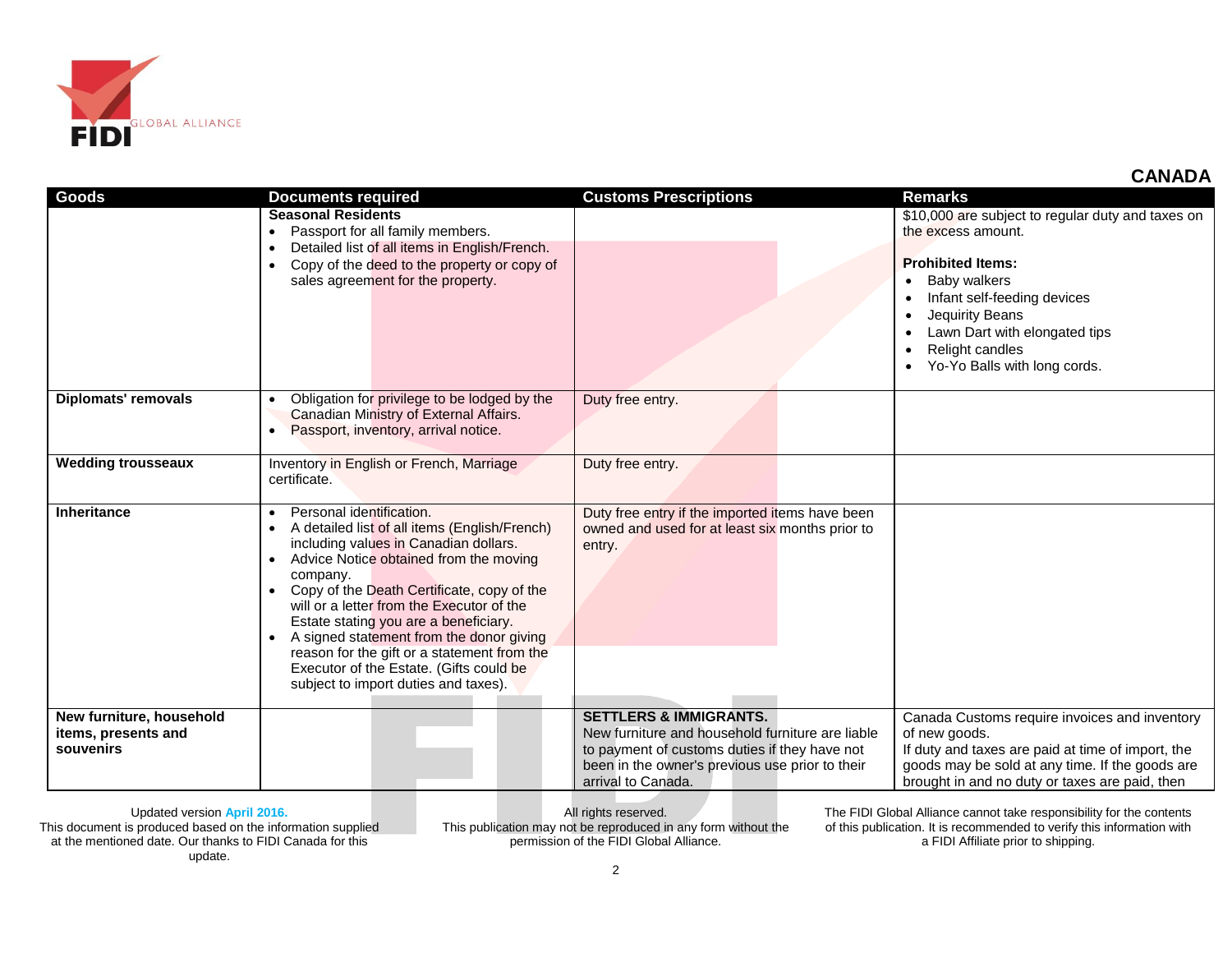## CANADA

| Goods | Documents required | Customs Prescriptions | Remarks |
|---|---|---|---|
| | **Seasonal Residents**<br>• Passport for all family members.<br>• Detailed list of all items in English/French.<br>• Copy of the deed to the property or copy of sales agreement for the property. | | $10,000 are subject to regular duty and taxes on the excess amount.<br><br>**Prohibited Items:**<br>• Baby walkers<br>• Infant self-feeding devices<br>• Jequirity Beans<br>• Lawn Dart with elongated tips<br>• Relight candles<br>• Yo-Yo Balls with long cords. |
| **Diplomats' removals** | • Obligation for privilege to be lodged by the Canadian Ministry of External Affairs.<br>• Passport, inventory, arrival notice. | Duty free entry. | |
| **Wedding trousseaux** | Inventory in English or French, Marriage certificate. | Duty free entry. | |
| **Inheritance** | • Personal identification.<br>• A detailed list of all items (English/French) including values in Canadian dollars.<br>• Advice Notice obtained from the moving company.<br>• Copy of the Death Certificate, copy of the will or a letter from the Executor of the Estate stating you are a beneficiary.<br>• A signed statement from the donor giving reason for the gift or a statement from the Executor of the Estate. (Gifts could be subject to import duties and taxes). | Duty free entry if the imported items have been owned and used for at least six months prior to entry. | |
| **New furniture, household items, presents and souvenirs** | | **SETTLERS & IMMIGRANTS.**<br>New furniture and household furniture are liable to payment of customs duties if they have not been in the owner's previous use prior to their arrival to Canada. | Canada Customs require invoices and inventory of new goods.<br>If duty and taxes are paid at time of import, the goods may be sold at any time. If the goods are brought in and no duty or taxes are paid, then |

Updated version April 2016.
This document is produced based on the information supplied at the mentioned date. Our thanks to FIDI Canada for this update.

All rights reserved.
This publication may not be reproduced in any form without the permission of the FIDI Global Alliance.

The FIDI Global Alliance cannot take responsibility for the contents of this publication. It is recommended to verify this information with a FIDI Affiliate prior to shipping.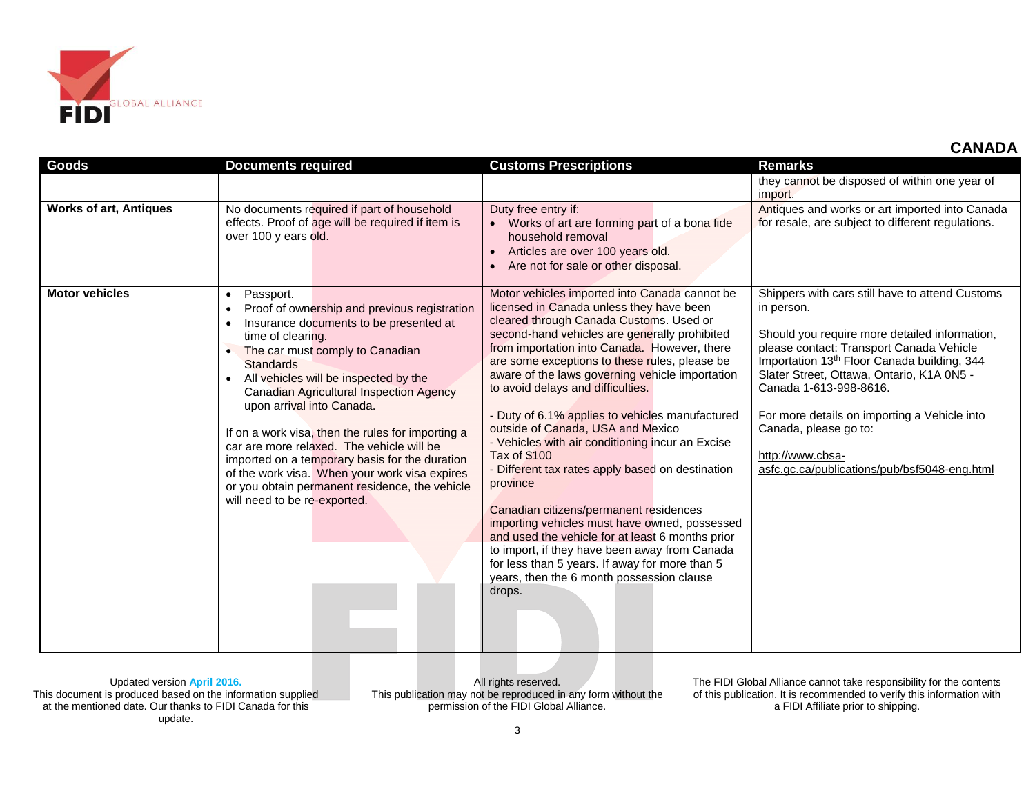## CANADA

| Goods | Documents required | Customs Prescriptions | Remarks |
|---|---|---|---|
| | | | they cannot be disposed of within one year of import. |
| **Works of art, Antiques** | No documents required if part of household effects. Proof of age will be required if item is over 100 y ears old. | Duty free entry if:<br>• Works of art are forming part of a bona fide household removal<br>• Articles are over 100 years old.<br>• Are not for sale or other disposal. | Antiques and works or art imported into Canada for resale, are subject to different regulations. |
| **Motor vehicles** | • Passport.<br>• Proof of ownership and previous registration<br>• Insurance documents to be presented at time of clearing.<br>• The car must comply to Canadian Standards<br>• All vehicles will be inspected by the Canadian Agricultural Inspection Agency upon arrival into Canada.<br><br>If on a work visa, then the rules for importing a car are more relaxed. The vehicle will be imported on a temporary basis for the duration of the work visa. When your work visa expires or you obtain permanent residence, the vehicle will need to be re-exported. | Motor vehicles imported into Canada cannot be licensed in Canada unless they have been cleared through Canada Customs. Used or second-hand vehicles are generally prohibited from importation into Canada. However, there are some exceptions to these rules, please be aware of the laws governing vehicle importation to avoid delays and difficulties.<br><br>- Duty of 6.1% applies to vehicles manufactured outside of Canada, USA and Mexico<br>- Vehicles with air conditioning incur an Excise Tax of $100<br>- Different tax rates apply based on destination province<br><br>Canadian citizens/permanent residences importing vehicles must have owned, possessed and used the vehicle for at least 6 months prior to import, if they have been away from Canada for less than 5 years. If away for more than 5 years, then the 6 month possession clause drops. | Shippers with cars still have to attend Customs in person.<br><br>Should you require more detailed information, please contact: Transport Canada Vehicle Importation 13th Floor Canada building, 344 Slater Street, Ottawa, Ontario, K1A 0N5 - Canada 1-613-998-8616.<br><br>For more details on importing a Vehicle into Canada, please go to:<br><br>http://www.cbsa-asfc.gc.ca/publications/pub/bsf5048-eng.html |

Updated version April 2016.
This document is produced based on the information supplied at the mentioned date. Our thanks to FIDI Canada for this update.

All rights reserved.
This publication may not be reproduced in any form without the permission of the FIDI Global Alliance.

The FIDI Global Alliance cannot take responsibility for the contents of this publication. It is recommended to verify this information with a FIDI Affiliate prior to shipping.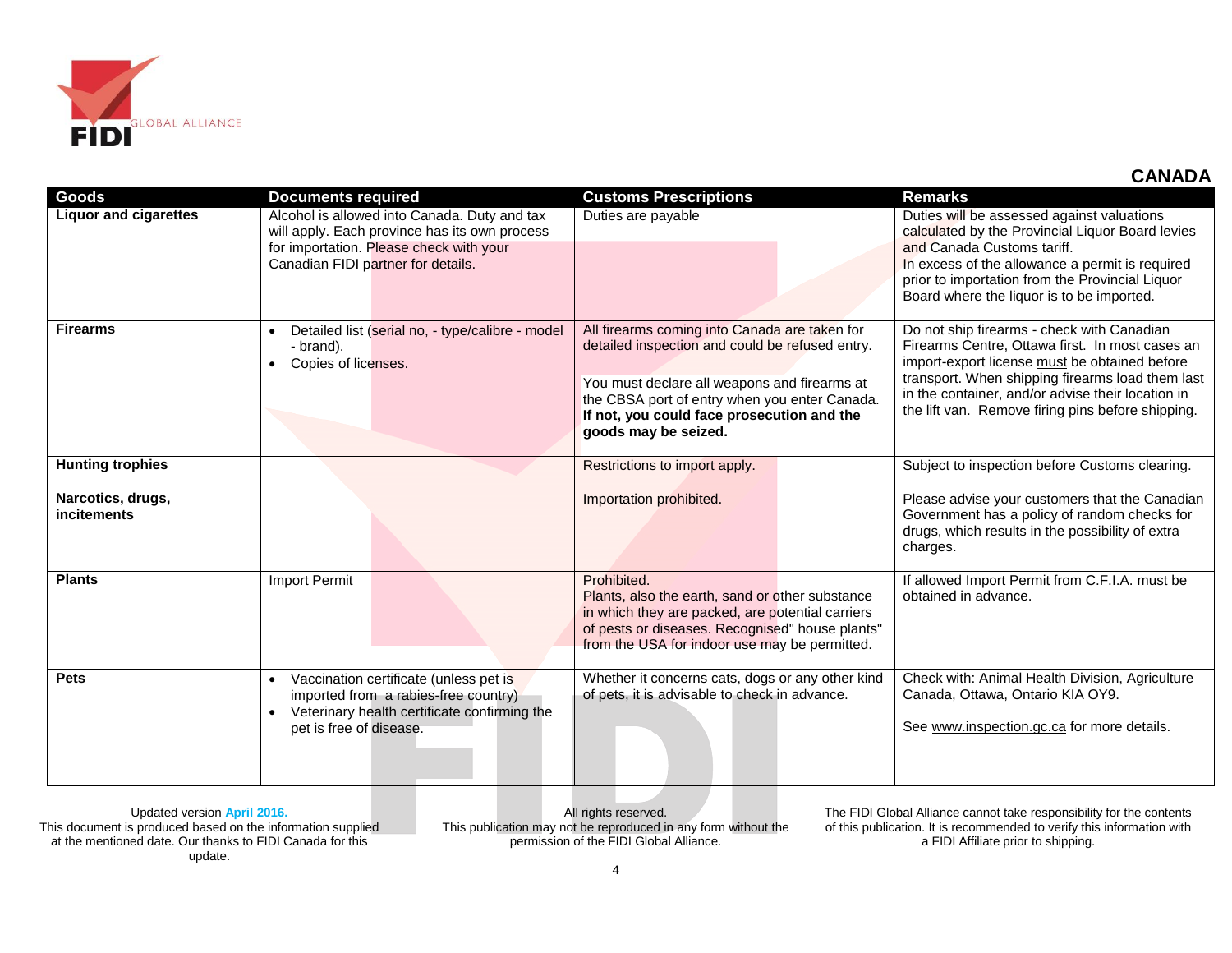## CANADA

| Goods | Documents required | Customs Prescriptions | Remarks |
|---|---|---|---|
| **Liquor and cigarettes** | Alcohol is allowed into Canada. Duty and tax will apply. Each province has its own process for importation. Please check with your Canadian FIDI partner for details. | Duties are payable | Duties will be assessed against valuations calculated by the Provincial Liquor Board levies and Canada Customs tariff. In excess of the allowance a permit is required prior to importation from the Provincial Liquor Board where the liquor is to be imported. |
| **Firearms** | • Detailed list (serial no, - type/calibre - model - brand).<br>• Copies of licenses. | All firearms coming into Canada are taken for detailed inspection and could be refused entry.<br><br>You must declare all weapons and firearms at the CBSA port of entry when you enter Canada. **If not, you could face prosecution and the goods may be seized.** | Do not ship firearms - check with Canadian Firearms Centre, Ottawa first. In most cases an import-export license must be obtained before transport. When shipping firearms load them last in the container, and/or advise their location in the lift van. Remove firing pins before shipping. |
| **Hunting trophies** | | Restrictions to import apply. | Subject to inspection before Customs clearing. |
| **Narcotics, drugs, incitements** | | Importation prohibited. | Please advise your customers that the Canadian Government has a policy of random checks for drugs, which results in the possibility of extra charges. |
| **Plants** | Import Permit | Prohibited.<br>Plants, also the earth, sand or other substance in which they are packed, are potential carriers of pests or diseases. Recognised" house plants" from the USA for indoor use may be permitted. | If allowed Import Permit from C.F.I.A. must be obtained in advance. |
| **Pets** | • Vaccination certificate (unless pet is imported from a rabies-free country)<br>• Veterinary health certificate confirming the pet is free of disease. | Whether it concerns cats, dogs or any other kind of pets, it is advisable to check in advance. | Check with: Animal Health Division, Agriculture Canada, Ottawa, Ontario KIA OY9.<br><br>See www.inspection.gc.ca for more details. |

Updated version April 2016.
This document is produced based on the information supplied at the mentioned date. Our thanks to FIDI Canada for this update.

All rights reserved.
This publication may not be reproduced in any form without the permission of the FIDI Global Alliance.

The FIDI Global Alliance cannot take responsibility for the contents of this publication. It is recommended to verify this information with a FIDI Affiliate prior to shipping.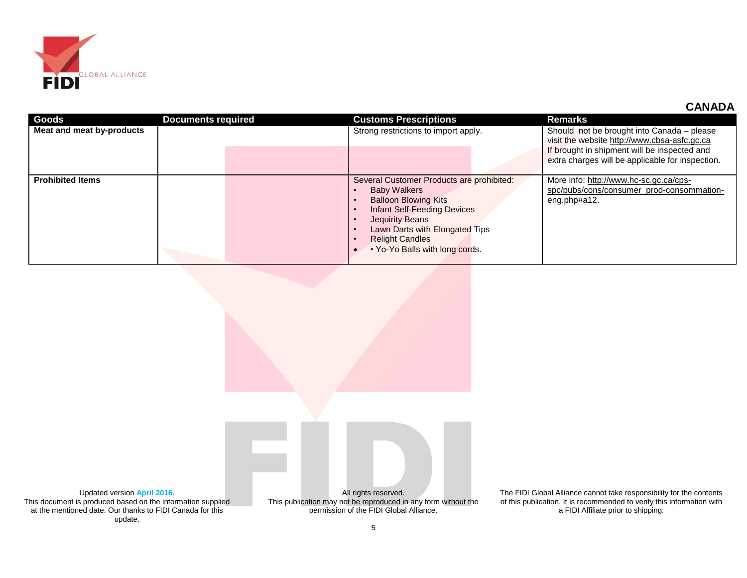## CANADA

| Goods | Documents required | Customs Prescriptions | Remarks |
|---|---|---|---|
| **Meat and meat by-products** | | Strong restrictions to import apply. | Should not be brought into Canada – please visit the website http://www.cbsa-asfc.gc.ca<br>If brought in shipment will be inspected and extra charges will be applicable for inspection. |
| **Prohibited Items** | | Several Customer Products are prohibited:<br>• Baby Walkers<br>• Balloon Blowing Kits<br>• Infant Self-Feeding Devices<br>• Jequirity Beans<br>• Lawn Darts with Elongated Tips<br>• Relight Candles<br>• • Yo-Yo Balls with long cords. | More info: http://www.hc-sc.gc.ca/cps-spc/pubs/cons/consumer_prod-consommation-eng.php#a12. |

Updated version **April 2016.**
This document is produced based on the information supplied at the mentioned date. Our thanks to FIDI Canada for this update.

All rights reserved.
This publication may not be reproduced in any form without the permission of the FIDI Global Alliance.

The FIDI Global Alliance cannot take responsibility for the contents of this publication. It is recommended to verify this information with a FIDI Affiliate prior to shipping.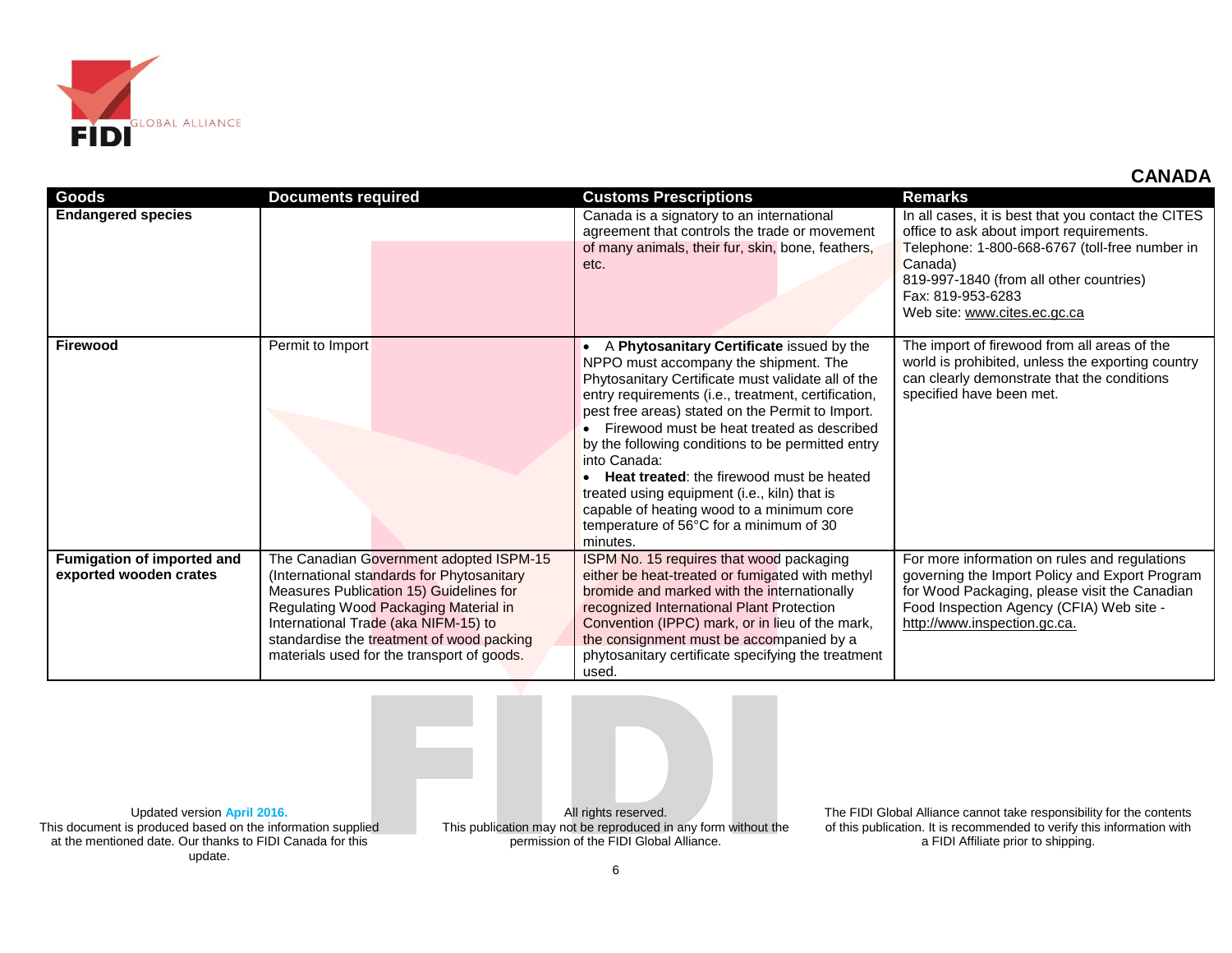## CANADA

| Goods | Documents required | Customs Prescriptions | Remarks |
|---|---|---|---|
| **Endangered species** | | Canada is a signatory to an international agreement that controls the trade or movement of many animals, their fur, skin, bone, feathers, etc. | In all cases, it is best that you contact the CITES office to ask about import requirements.<br>Telephone: 1-800-668-6767 (toll-free number in Canada)<br>819-997-1840 (from all other countries)<br>Fax: 819-953-6283<br>Web site: www.cites.ec.gc.ca |
| **Firewood** | Permit to Import | • A **Phytosanitary Certificate** issued by the NPPO must accompany the shipment. The Phytosanitary Certificate must validate all of the entry requirements (i.e., treatment, certification, pest free areas) stated on the Permit to Import.<br>• Firewood must be heat treated as described by the following conditions to be permitted entry into Canada:<br>• **Heat treated**: the firewood must be heated treated using equipment (i.e., kiln) that is capable of heating wood to a minimum core temperature of 56°C for a minimum of 30 minutes. | The import of firewood from all areas of the world is prohibited, unless the exporting country can clearly demonstrate that the conditions specified have been met. |
| **Fumigation of imported and exported wooden crates** | The Canadian Government adopted ISPM-15 (International standards for Phytosanitary Measures Publication 15) Guidelines for Regulating Wood Packaging Material in International Trade (aka NIFM-15) to standardise the treatment of wood packing materials used for the transport of goods. | ISPM No. 15 requires that wood packaging either be heat-treated or fumigated with methyl bromide and marked with the internationally recognized International Plant Protection Convention (IPPC) mark, or in lieu of the mark, the consignment must be accompanied by a phytosanitary certificate specifying the treatment used. | For more information on rules and regulations governing the Import Policy and Export Program for Wood Packaging, please visit the Canadian Food Inspection Agency (CFIA) Web site - http://www.inspection.gc.ca. |

Updated version April 2016.
This document is produced based on the information supplied at the mentioned date. Our thanks to FIDI Canada for this update.

All rights reserved.
This publication may not be reproduced in any form without the permission of the FIDI Global Alliance.

The FIDI Global Alliance cannot take responsibility for the contents of this publication. It is recommended to verify this information with a FIDI Affiliate prior to shipping.